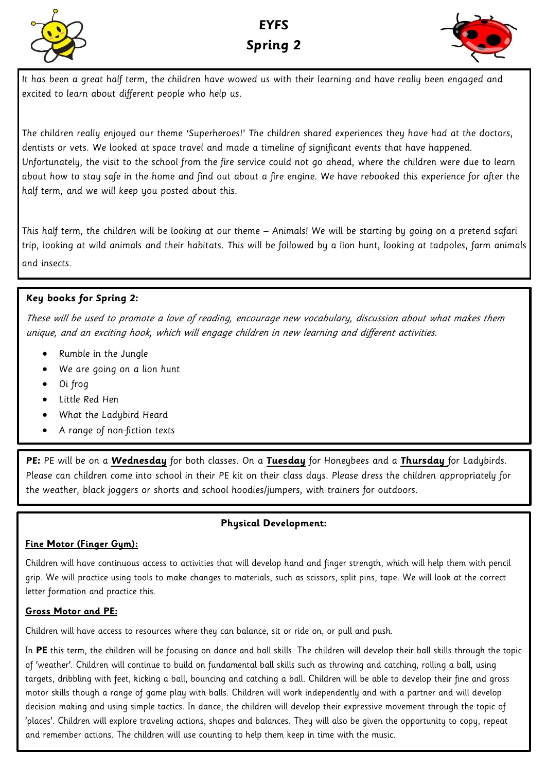# EYFS
# Spring 2

It has been a great half term, the children have wowed us with their learning and have really been engaged and excited to learn about different people who help us.

The children really enjoyed our theme 'Superheroes!' The children shared experiences they have had at the doctors, dentists or vets. We looked at space travel and made a timeline of significant events that have happened. Unfortunately, the visit to the school from the fire service could not go ahead, where the children were due to learn about how to stay safe in the home and find out about a fire engine. We have rebooked this experience for after the half term, and we will keep you posted about this.

This half term, the children will be looking at our theme – Animals! We will be starting by going on a pretend safari trip, looking at wild animals and their habitats. This will be followed by a lion hunt, looking at tadpoles, farm animals and insects.

**Key books for Spring 2:**

*These will be used to promote a love of reading, encourage new vocabulary, discussion about what makes them unique, and an exciting hook, which will engage children in new learning and different activities.*

- Rumble in the Jungle
- We are going on a lion hunt
- Oi frog
- Little Red Hen
- What the Ladybird Heard
- A range of non-fiction texts

**PE:** PE will be on a **Wednesday** for both classes. On a **Tuesday** for Honeybees and a **Thursday** for Ladybirds. Please can children come into school in their PE kit on their class days. Please dress the children appropriately for the weather, black joggers or shorts and school hoodies/jumpers, with trainers for outdoors.

## Physical Development:

**Fine Motor (Finger Gym):**

Children will have continuous access to activities that will develop hand and finger strength, which will help them with pencil grip. We will practice using tools to make changes to materials, such as scissors, split pins, tape. We will look at the correct letter formation and practice this.

**Gross Motor and PE:**

Children will have access to resources where they can balance, sit or ride on, or pull and push.

In **PE** this term, the children will be focusing on dance and ball skills. The children will develop their ball skills through the topic of 'weather'. Children will continue to build on fundamental ball skills such as throwing and catching, rolling a ball, using targets, dribbling with feet, kicking a ball, bouncing and catching a ball. Children will be able to develop their fine and gross motor skills though a range of game play with balls. Children will work independently and with a partner and will develop decision making and using simple tactics. In dance, the children will develop their expressive movement through the topic of 'places'. Children will explore traveling actions, shapes and balances. They will also be given the opportunity to copy, repeat and remember actions. The children will use counting to help them keep in time with the music.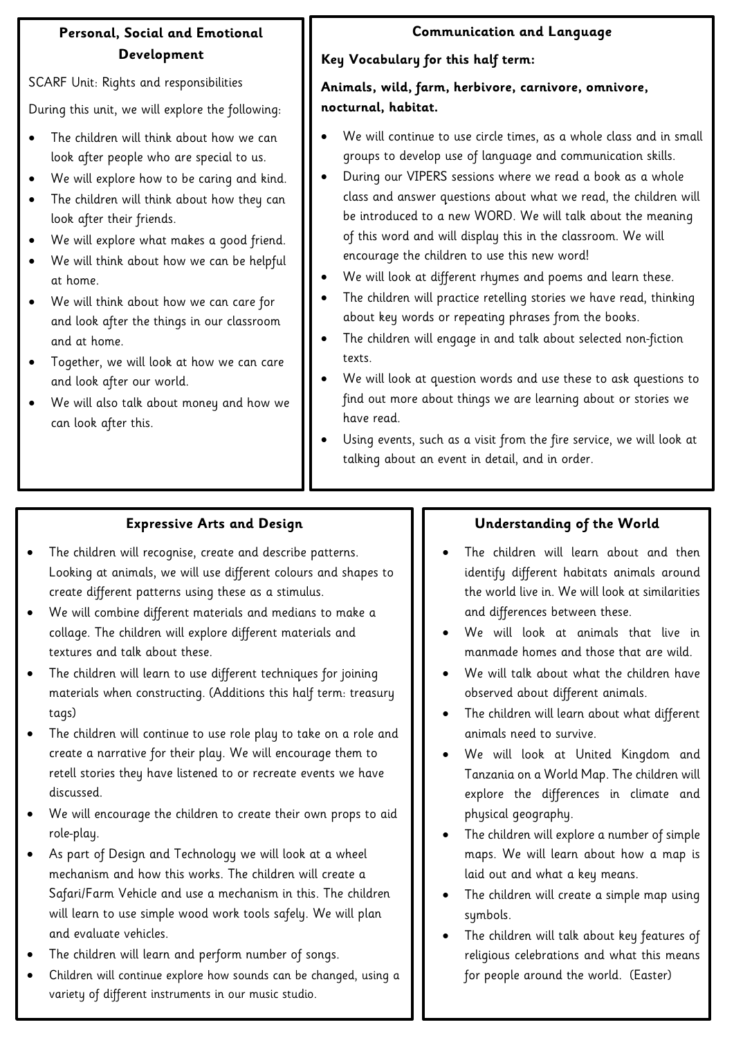## Personal, Social and Emotional Development

SCARF Unit: Rights and responsibilities

During this unit, we will explore the following:

- The children will think about how we can look after people who are special to us.
- We will explore how to be caring and kind.
- The children will think about how they can look after their friends.
- We will explore what makes a good friend.
- We will think about how we can be helpful at home.
- We will think about how we can care for and look after the things in our classroom and at home.
- Together, we will look at how we can care and look after our world.
- We will also talk about money and how we can look after this.

## Communication and Language

**Key Vocabulary for this half term:**

**Animals, wild, farm, herbivore, carnivore, omnivore, nocturnal, habitat.**

- We will continue to use circle times, as a whole class and in small groups to develop use of language and communication skills.
- During our VIPERS sessions where we read a book as a whole class and answer questions about what we read, the children will be introduced to a new WORD. We will talk about the meaning of this word and will display this in the classroom. We will encourage the children to use this new word!
- We will look at different rhymes and poems and learn these.
- The children will practice retelling stories we have read, thinking about key words or repeating phrases from the books.
- The children will engage in and talk about selected non-fiction texts.
- We will look at question words and use these to ask questions to find out more about things we are learning about or stories we have read.
- Using events, such as a visit from the fire service, we will look at talking about an event in detail, and in order.

## Expressive Arts and Design

- The children will recognise, create and describe patterns. Looking at animals, we will use different colours and shapes to create different patterns using these as a stimulus.
- We will combine different materials and medians to make a collage. The children will explore different materials and textures and talk about these.
- The children will learn to use different techniques for joining materials when constructing. (Additions this half term: treasury tags)
- The children will continue to use role play to take on a role and create a narrative for their play. We will encourage them to retell stories they have listened to or recreate events we have discussed.
- We will encourage the children to create their own props to aid role-play.
- As part of Design and Technology we will look at a wheel mechanism and how this works. The children will create a Safari/Farm Vehicle and use a mechanism in this. The children will learn to use simple wood work tools safely. We will plan and evaluate vehicles.
- The children will learn and perform number of songs.
- Children will continue explore how sounds can be changed, using a variety of different instruments in our music studio.

## Understanding of the World

- The children will learn about and then identify different habitats animals around the world live in. We will look at similarities and differences between these.
- We will look at animals that live in manmade homes and those that are wild.
- We will talk about what the children have observed about different animals.
- The children will learn about what different animals need to survive.
- We will look at United Kingdom and Tanzania on a World Map. The children will explore the differences in climate and physical geography.
- The children will explore a number of simple maps. We will learn about how a map is laid out and what a key means.
- The children will create a simple map using symbols.
- The children will talk about key features of religious celebrations and what this means for people around the world. (Easter)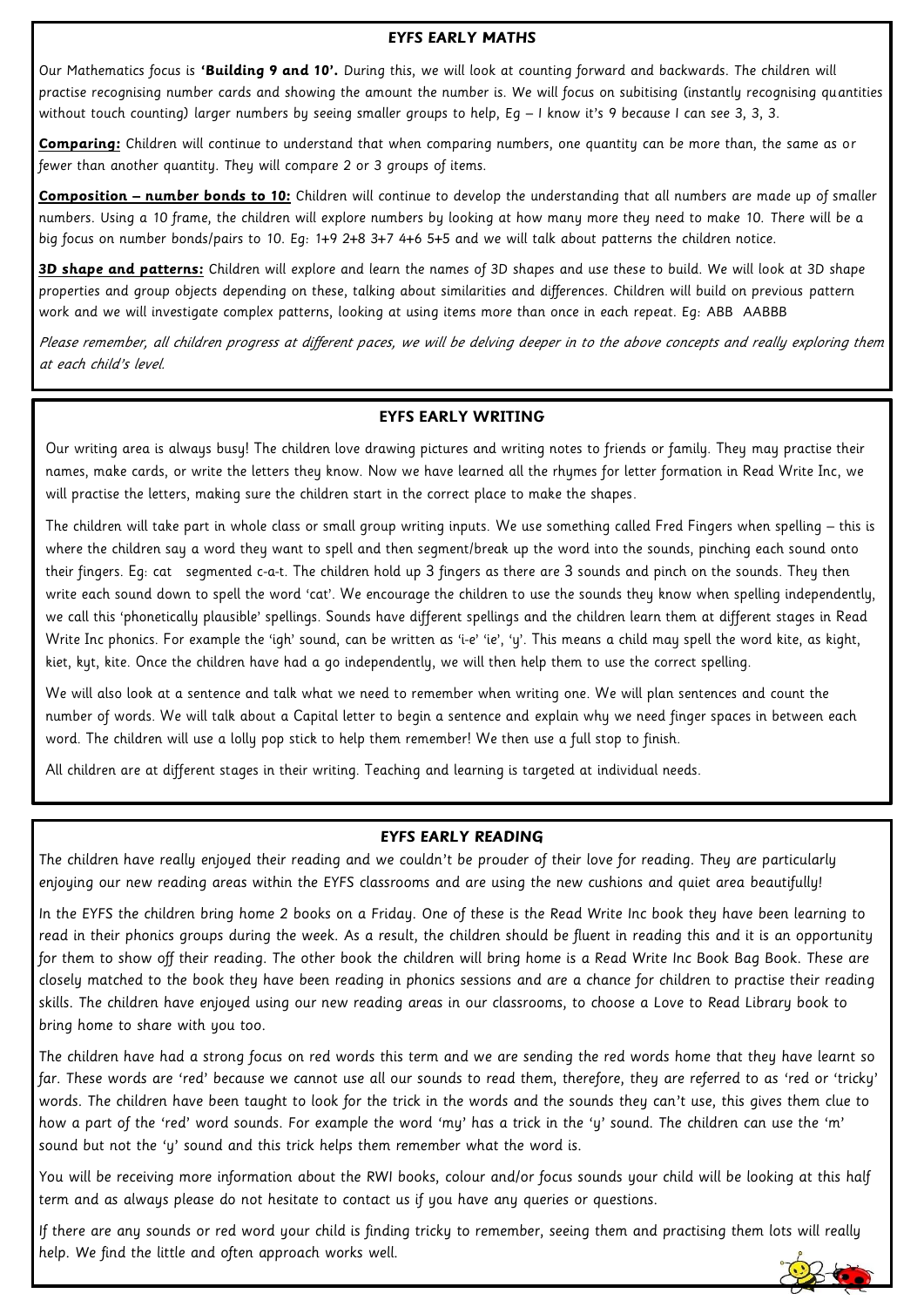## EYFS EARLY MATHS

Our Mathematics focus is **'Building 9 and 10'.** During this, we will look at counting forward and backwards. The children will practise recognising number cards and showing the amount the number is. We will focus on subitising (instantly recognising quantities without touch counting) larger numbers by seeing smaller groups to help, Eg – I know it's 9 because I can see 3, 3, 3.

**Comparing:** Children will continue to understand that when comparing numbers, one quantity can be more than, the same as or fewer than another quantity. They will compare 2 or 3 groups of items.

**Composition – number bonds to 10:** Children will continue to develop the understanding that all numbers are made up of smaller numbers. Using a 10 frame, the children will explore numbers by looking at how many more they need to make 10. There will be a big focus on number bonds/pairs to 10. Eg: 1+9 2+8 3+7 4+6 5+5 and we will talk about patterns the children notice.

**3D shape and patterns:** Children will explore and learn the names of 3D shapes and use these to build. We will look at 3D shape properties and group objects depending on these, talking about similarities and differences. Children will build on previous pattern work and we will investigate complex patterns, looking at using items more than once in each repeat. Eg: ABB AABBB

*Please remember, all children progress at different paces, we will be delving deeper in to the above concepts and really exploring them at each child's level.*

## EYFS EARLY WRITING

Our writing area is always busy! The children love drawing pictures and writing notes to friends or family. They may practise their names, make cards, or write the letters they know. Now we have learned all the rhymes for letter formation in Read Write Inc, we will practise the letters, making sure the children start in the correct place to make the shapes.

The children will take part in whole class or small group writing inputs. We use something called Fred Fingers when spelling – this is where the children say a word they want to spell and then segment/break up the word into the sounds, pinching each sound onto their fingers. Eg: cat segmented c-a-t. The children hold up 3 fingers as there are 3 sounds and pinch on the sounds. They then write each sound down to spell the word 'cat'. We encourage the children to use the sounds they know when spelling independently, we call this 'phonetically plausible' spellings. Sounds have different spellings and the children learn them at different stages in Read Write Inc phonics. For example the 'igh' sound, can be written as 'i-e' 'ie', 'y'. This means a child may spell the word kite, as kight, kiet, kyt, kite. Once the children have had a go independently, we will then help them to use the correct spelling.

We will also look at a sentence and talk what we need to remember when writing one. We will plan sentences and count the number of words. We will talk about a Capital letter to begin a sentence and explain why we need finger spaces in between each word. The children will use a lolly pop stick to help them remember! We then use a full stop to finish.

All children are at different stages in their writing. Teaching and learning is targeted at individual needs.

## *EYFS EARLY READING*

The children have really enjoyed their reading and we couldn't be prouder of their love for reading. They are particularly enjoying our new reading areas within the EYFS classrooms and are using the new cushions and quiet area beautifully!

In the EYFS the children bring home 2 books on a Friday. One of these is the Read Write Inc book they have been learning to read in their phonics groups during the week. As a result, the children should be fluent in reading this and it is an opportunity for them to show off their reading. The other book the children will bring home is a Read Write Inc Book Bag Book. These are closely matched to the book they have been reading in phonics sessions and are a chance for children to practise their reading skills. The children have enjoyed using our new reading areas in our classrooms, to choose a Love to Read Library book to bring home to share with you too.

The children have had a strong focus on red words this term and we are sending the red words home that they have learnt so far. These words are 'red' because we cannot use all our sounds to read them, therefore, they are referred to as 'red or 'tricky' words. The children have been taught to look for the trick in the words and the sounds they can't use, this gives them clue to how a part of the 'red' word sounds. For example the word 'my' has a trick in the 'y' sound. The children can use the 'm' sound but not the 'y' sound and this trick helps them remember what the word is.

You will be receiving more information about the RWI books, colour and/or focus sounds your child will be looking at this half term and as always please do not hesitate to contact us if you have any queries or questions.

If there are any sounds or red word your child is finding tricky to remember, seeing them and practising them lots will really help. We find the little and often approach works well.